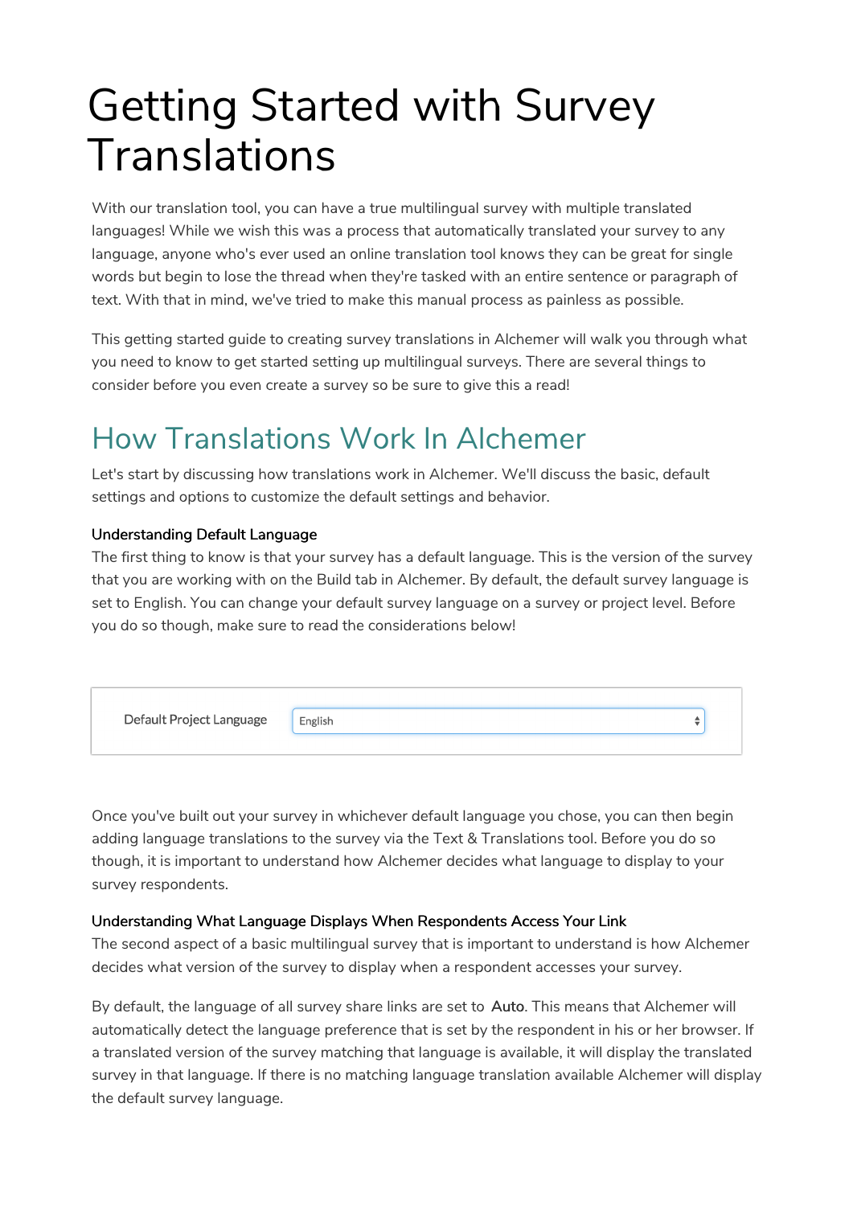# Getting Started with Survey Translations

With our translation tool, you can have a true multilingual survey with multiple translated languages! While we wish this was a process that automatically translated your survey to any language, anyone who's ever used an online translation tool knows they can be great for single words but begin to lose the thread when they're tasked with an entire sentence or paragraph of text. With that in mind, we've tried to make this manual process as painless as possible.

This getting started guide to creating survey translations in Alchemer will walk you through what you need to know to get started setting up multilingual surveys. There are several things to consider before you even create a survey so be sure to give this a read!

## How Translations Work In Alchemer

Let's start by discussing how translations work in Alchemer. We'll discuss the basic, default settings and options to customize the default settings and behavior.

#### Understanding Default Language

The first thing to know is that your survey has a default language. This is the version of the survey that you are working with on the Build tab in Alchemer. By default, the default survey language is set to English. You can change your default survey language on a survey or project level. Before you do so though, make sure to read the considerations below!

Default Project Language | English

Once you've built out your survey in whichever default language you chose, you can then begin adding language translations to the survey via the Text & Translations tool. Before you do so though, it is important to understand how Alchemer decides what language to display to your survey respondents.

#### Understanding What Language Displays When Respondents Access Your Link

The second aspect of a basic multilingual survey that is important to understand is how Alchemer decides what version of the survey to display when a respondent accesses your survey.

By default, the language of all survey share links are set to **Auto**. This means that Alchemer will automatically detect the language preference that is set by the respondent in his or her browser. If a translated version of the survey matching that language is available, it will display the translated survey in that language. If there is no matching language translation available Alchemer will display the default survey language.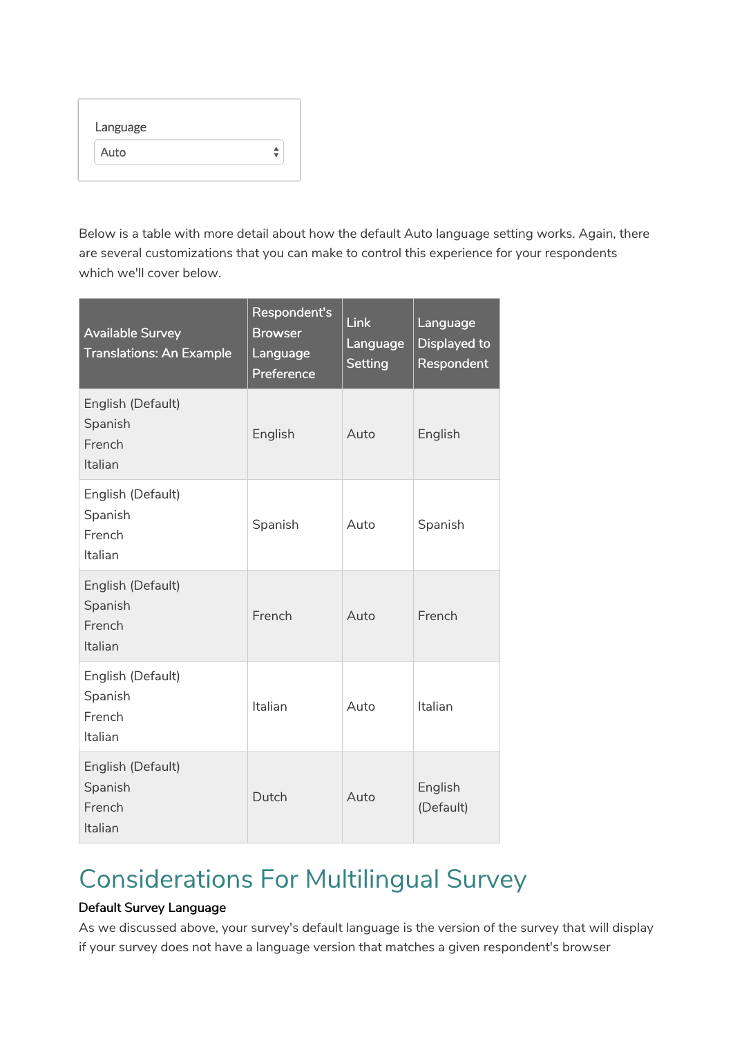Language

Auto

Below is a table with more detail about how the default Auto language setting works. Again, there are several customizations that you can make to control this experience for your respondents which we'll cover below.

| Available Survey Translations: An Example | Respondent's Browser Language Preference | Link Language Setting | Language Displayed to Respondent |
|---|---|---|---|
| English (Default)<br>Spanish<br>French<br>Italian | English | Auto | English |
| English (Default)<br>Spanish<br>French<br>Italian | Spanish | Auto | Spanish |
| English (Default)<br>Spanish<br>French<br>Italian | French | Auto | French |
| English (Default)<br>Spanish<br>French<br>Italian | Italian | Auto | Italian |
| English (Default)<br>Spanish<br>French<br>Italian | Dutch | Auto | English (Default) |

# Considerations For Multilingual Survey

**Default Survey Language**

As we discussed above, your survey's default language is the version of the survey that will display if your survey does not have a language version that matches a given respondent's browser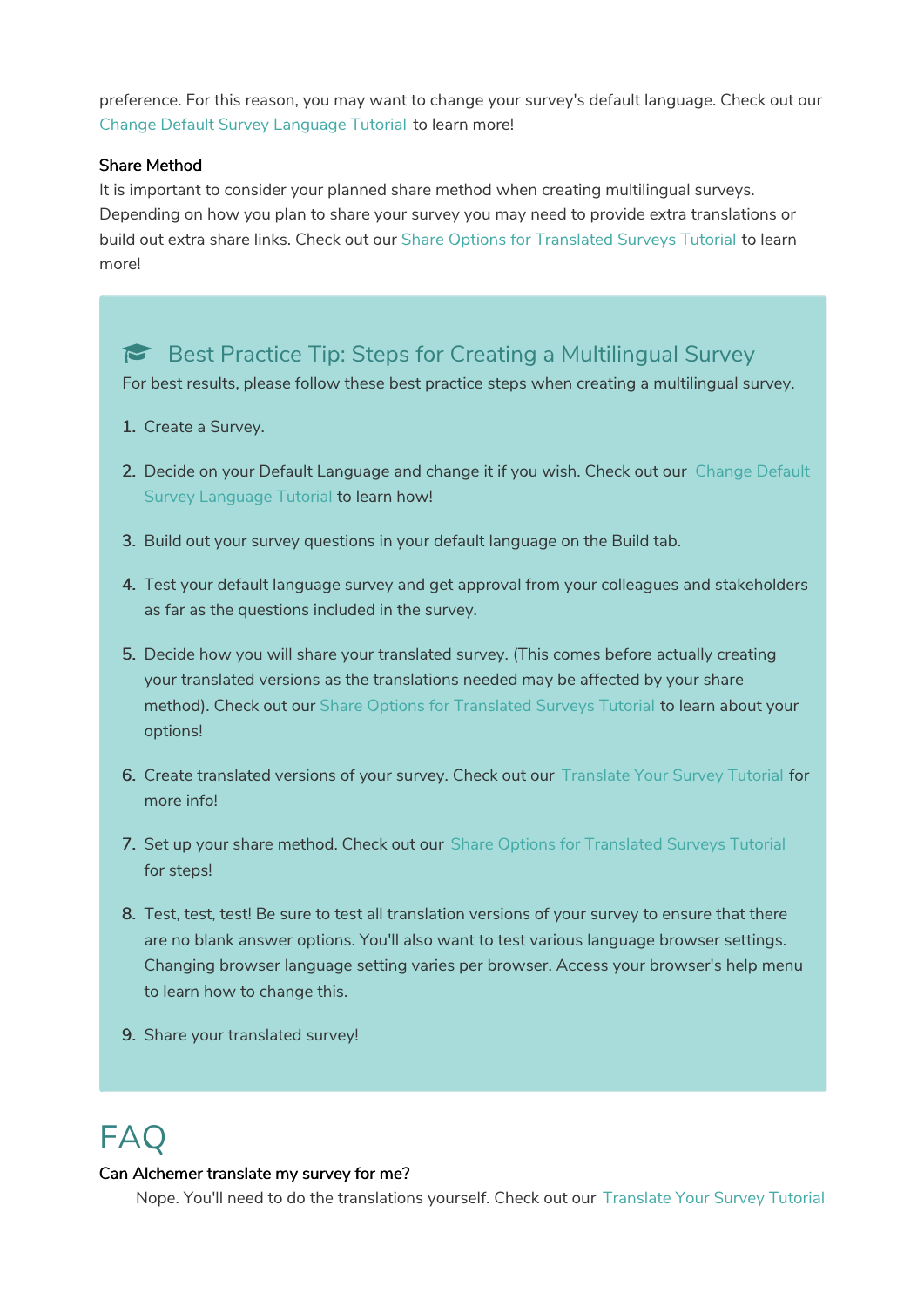preference. For this reason, you may want to change your survey's default language. Check out our Change Default Survey Language Tutorial to learn more!

**Share Method**

It is important to consider your planned share method when creating multilingual surveys. Depending on how you plan to share your survey you may need to provide extra translations or build out extra share links. Check out our Share Options for Translated Surveys Tutorial to learn more!

### Best Practice Tip: Steps for Creating a Multilingual Survey

For best results, please follow these best practice steps when creating a multilingual survey.

1. Create a Survey.
2. Decide on your Default Language and change it if you wish. Check out our Change Default Survey Language Tutorial to learn how!
3. Build out your survey questions in your default language on the Build tab.
4. Test your default language survey and get approval from your colleagues and stakeholders as far as the questions included in the survey.
5. Decide how you will share your translated survey. (This comes before actually creating your translated versions as the translations needed may be affected by your share method). Check out our Share Options for Translated Surveys Tutorial to learn about your options!
6. Create translated versions of your survey. Check out our Translate Your Survey Tutorial for more info!
7. Set up your share method. Check out our Share Options for Translated Surveys Tutorial for steps!
8. Test, test, test! Be sure to test all translation versions of your survey to ensure that there are no blank answer options. You'll also want to test various language browser settings. Changing browser language setting varies per browser. Access your browser's help menu to learn how to change this.
9. Share your translated survey!

# FAQ

**Can Alchemer translate my survey for me?**

Nope. You'll need to do the translations yourself. Check out our Translate Your Survey Tutorial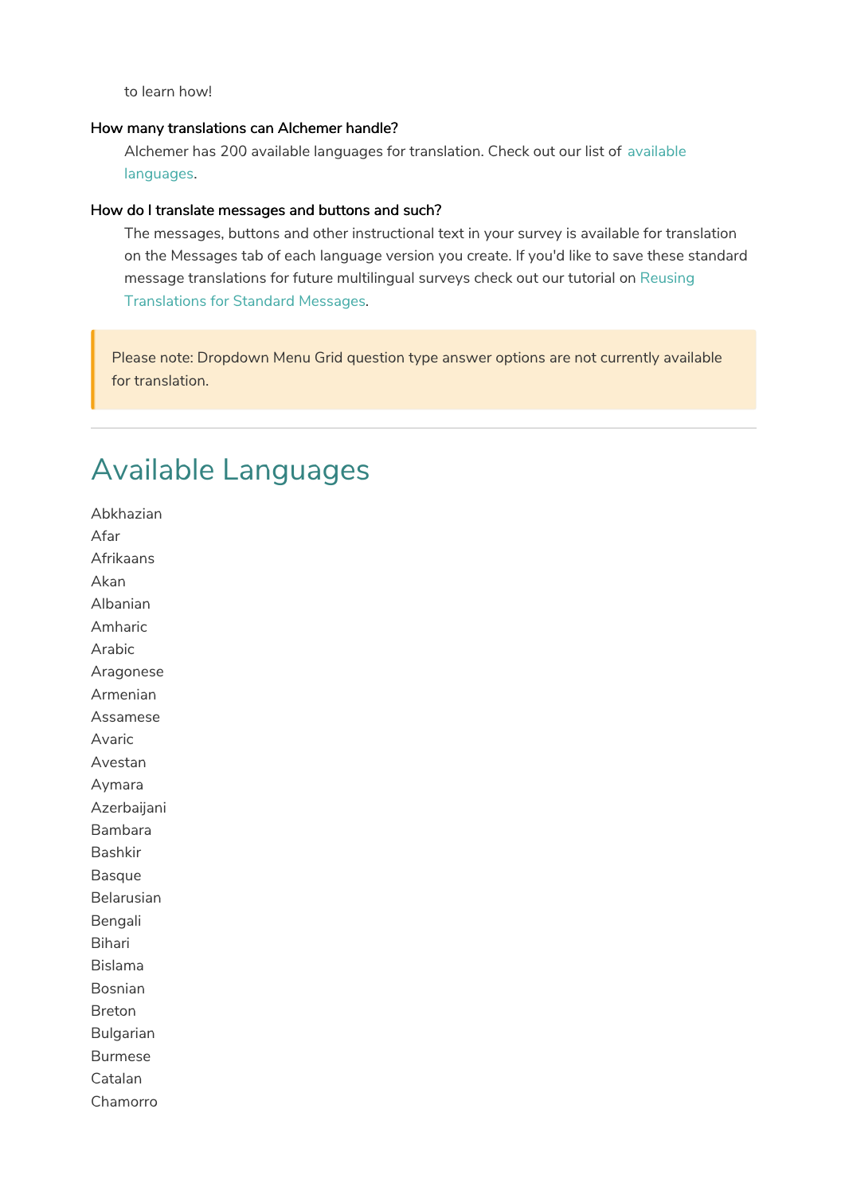to learn how!

**How many translations can Alchemer handle?**

Alchemer has 200 available languages for translation. Check out our list of available languages.

**How do I translate messages and buttons and such?**

The messages, buttons and other instructional text in your survey is available for translation on the Messages tab of each language version you create. If you'd like to save these standard message translations for future multilingual surveys check out our tutorial on Reusing Translations for Standard Messages.

> Please note: Dropdown Menu Grid question type answer options are not currently available for translation.

---

## Available Languages

Abkhazian
Afar
Afrikaans
Akan
Albanian
Amharic
Arabic
Aragonese
Armenian
Assamese
Avaric
Avestan
Aymara
Azerbaijani
Bambara
Bashkir
Basque
Belarusian
Bengali
Bihari
Bislama
Bosnian
Breton
Bulgarian
Burmese
Catalan
Chamorro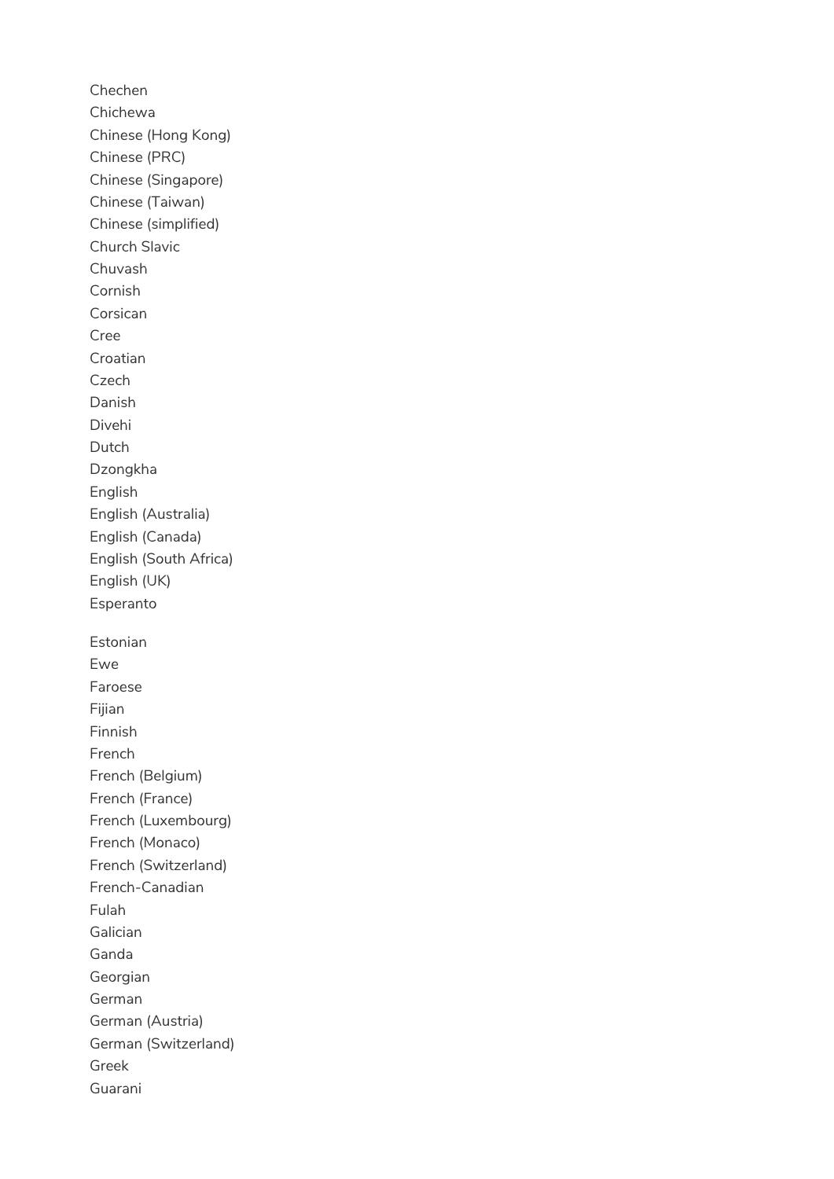Chechen
Chichewa
Chinese (Hong Kong)
Chinese (PRC)
Chinese (Singapore)
Chinese (Taiwan)
Chinese (simplified)
Church Slavic
Chuvash
Cornish
Corsican
Cree
Croatian
Czech
Danish
Divehi
Dutch
Dzongkha
English
English (Australia)
English (Canada)
English (South Africa)
English (UK)
Esperanto

Estonian
Ewe
Faroese
Fijian
Finnish
French
French (Belgium)
French (France)
French (Luxembourg)
French (Monaco)
French (Switzerland)
French-Canadian
Fulah
Galician
Ganda
Georgian
German
German (Austria)
German (Switzerland)
Greek
Guarani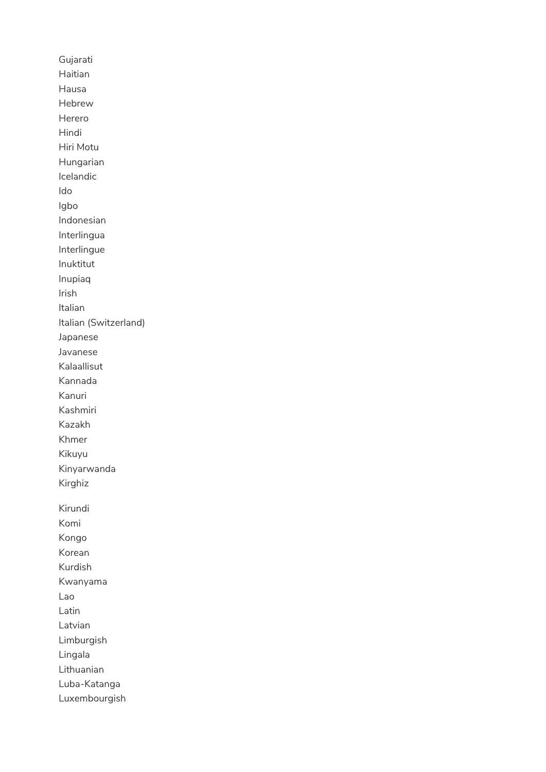Gujarati
Haitian
Hausa
Hebrew
Herero
Hindi
Hiri Motu
Hungarian
Icelandic
Ido
Igbo
Indonesian
Interlingua
Interlingue
Inuktitut
Inupiaq
Irish
Italian
Italian (Switzerland)
Japanese
Javanese
Kalaallisut
Kannada
Kanuri
Kashmiri
Kazakh
Khmer
Kikuyu
Kinyarwanda
Kirghiz

Kirundi
Komi
Kongo
Korean
Kurdish
Kwanyama
Lao
Latin
Latvian
Limburgish
Lingala
Lithuanian
Luba-Katanga
Luxembourgish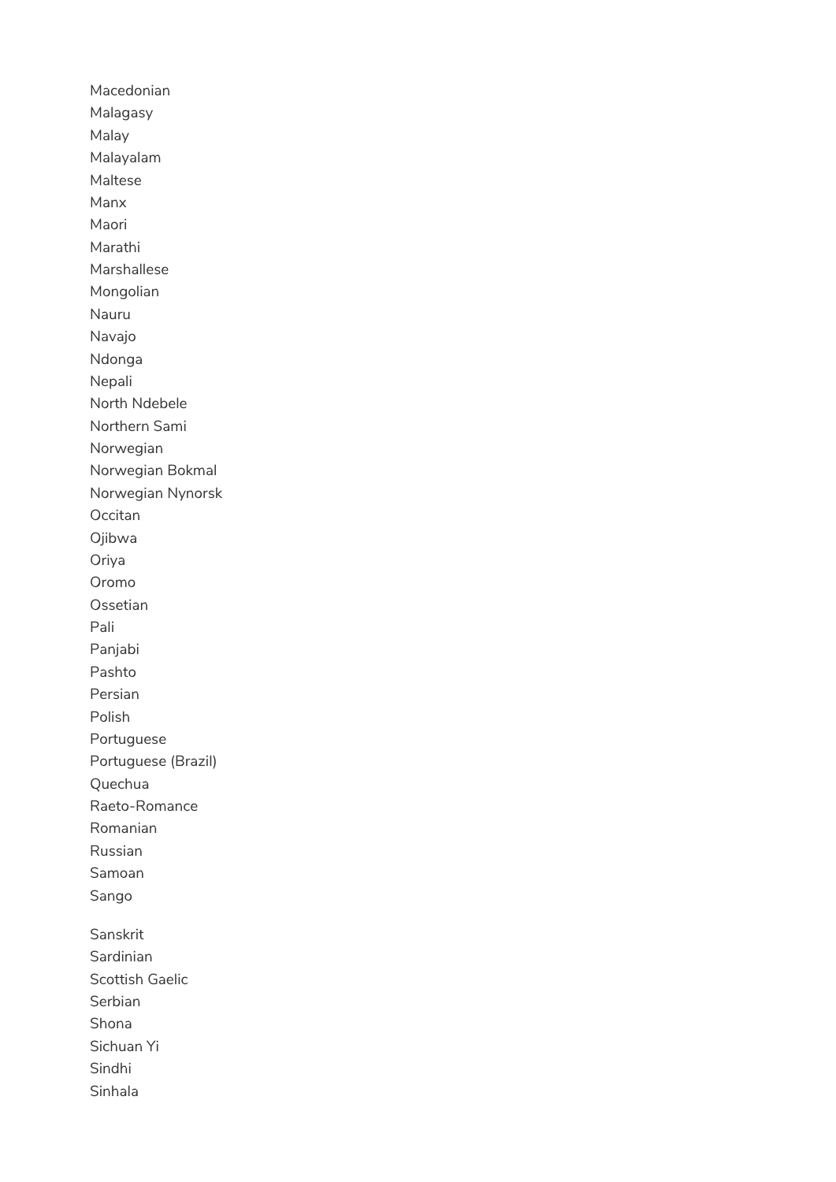Macedonian
Malagasy
Malay
Malayalam
Maltese
Manx
Maori
Marathi
Marshallese
Mongolian
Nauru
Navajo
Ndonga
Nepali
North Ndebele
Northern Sami
Norwegian
Norwegian Bokmal
Norwegian Nynorsk
Occitan
Ojibwa
Oriya
Oromo
Ossetian
Pali
Panjabi
Pashto
Persian
Polish
Portuguese
Portuguese (Brazil)
Quechua
Raeto-Romance
Romanian
Russian
Samoan
Sango

Sanskrit
Sardinian
Scottish Gaelic
Serbian
Shona
Sichuan Yi
Sindhi
Sinhala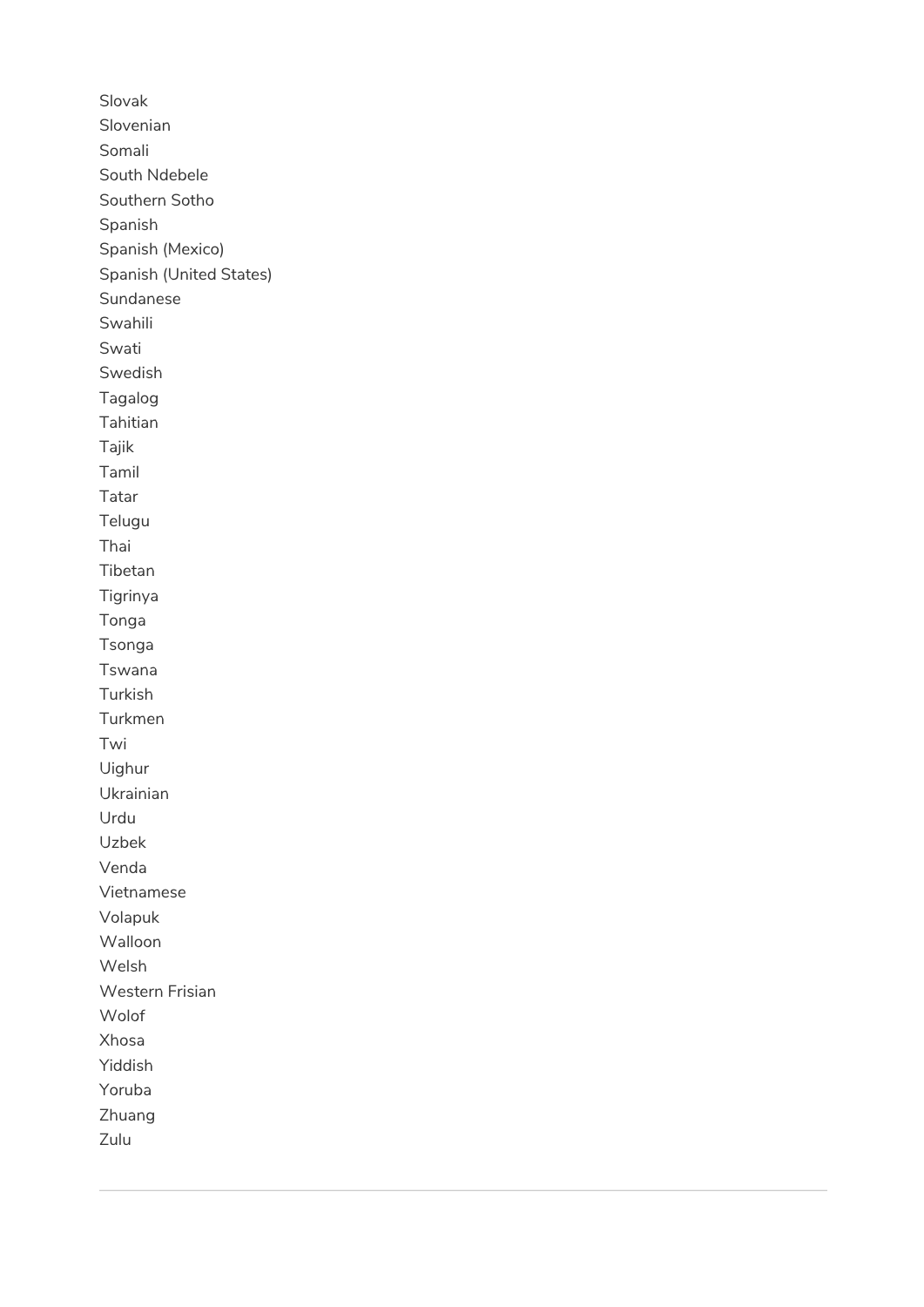Slovak
Slovenian
Somali
South Ndebele
Southern Sotho
Spanish
Spanish (Mexico)
Spanish (United States)
Sundanese
Swahili
Swati
Swedish
Tagalog
Tahitian
Tajik
Tamil
Tatar
Telugu
Thai
Tibetan
Tigrinya
Tonga
Tsonga
Tswana
Turkish
Turkmen
Twi
Uighur
Ukrainian
Urdu
Uzbek
Venda
Vietnamese
Volapuk
Walloon
Welsh
Western Frisian
Wolof
Xhosa
Yiddish
Yoruba
Zhuang
Zulu

---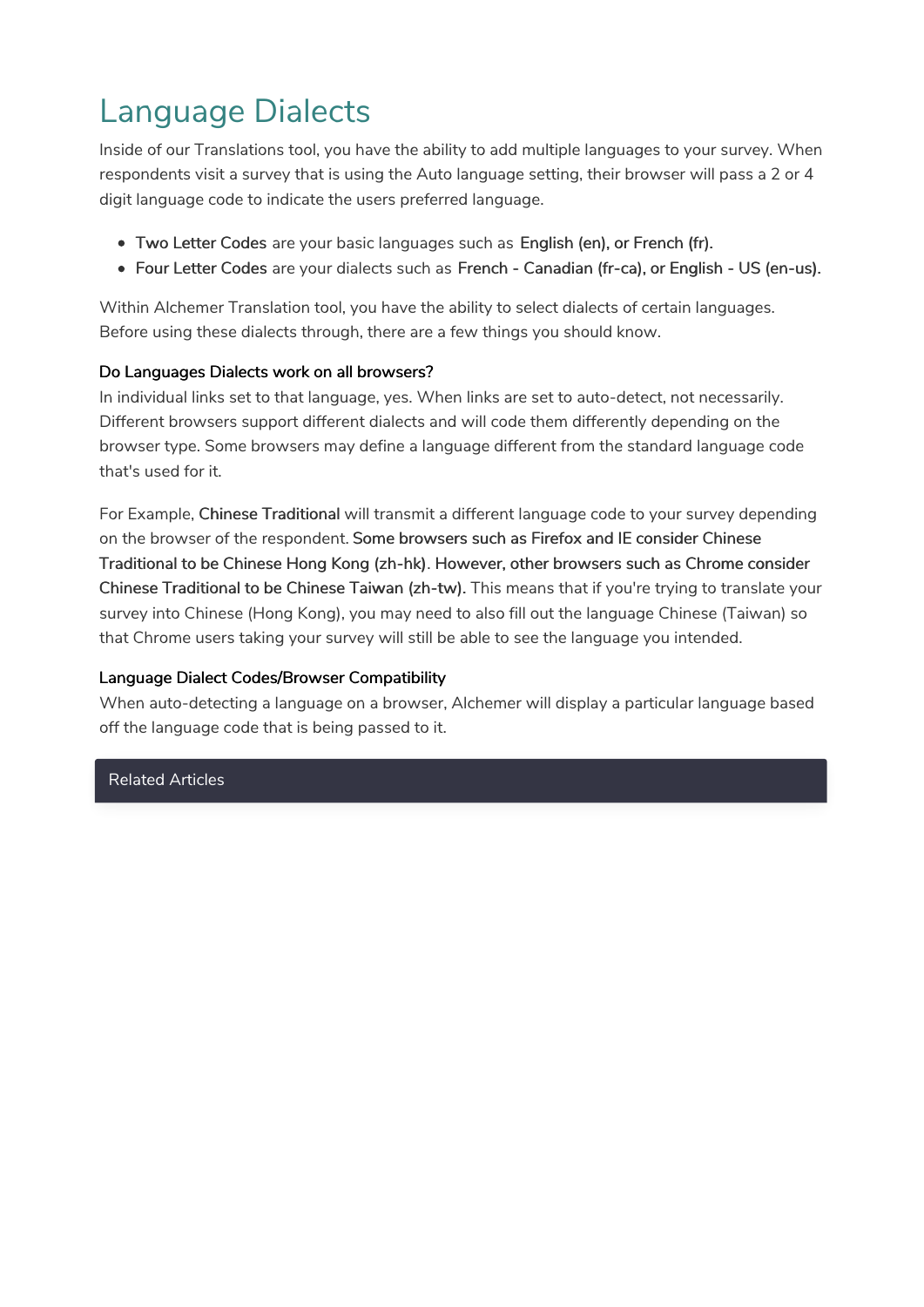# Language Dialects

Inside of our Translations tool, you have the ability to add multiple languages to your survey. When respondents visit a survey that is using the Auto language setting, their browser will pass a 2 or 4 digit language code to indicate the users preferred language.

- **Two Letter Codes** are your basic languages such as **English (en), or French (fr).**
- **Four Letter Codes** are your dialects such as **French - Canadian (fr-ca), or English - US (en-us).**

Within Alchemer Translation tool, you have the ability to select dialects of certain languages. Before using these dialects through, there are a few things you should know.

**Do Languages Dialects work on all browsers?**

In individual links set to that language, yes. When links are set to auto-detect, not necessarily. Different browsers support different dialects and will code them differently depending on the browser type. Some browsers may define a language different from the standard language code that's used for it.

For Example, **Chinese Traditional** will transmit a different language code to your survey depending on the browser of the respondent. **Some browsers such as Firefox and IE consider Chinese Traditional to be Chinese Hong Kong (zh-hk). However, other browsers such as Chrome consider Chinese Traditional to be Chinese Taiwan (zh-tw).** This means that if you're trying to translate your survey into Chinese (Hong Kong), you may need to also fill out the language Chinese (Taiwan) so that Chrome users taking your survey will still be able to see the language you intended.

**Language Dialect Codes/Browser Compatibility**

When auto-detecting a language on a browser, Alchemer will display a particular language based off the language code that is being passed to it.

Related Articles